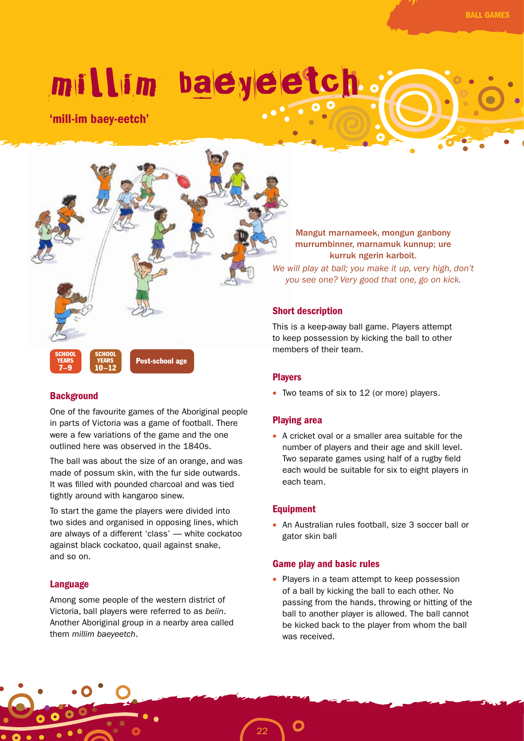# millim baeyeetch

**'mill-im baey-eetch'**

SCHOOL YEARS 7–9 | SCHOOL YEARS 10–12 | Post-school age

## Background

One of the favourite games of the Aboriginal people in parts of Victoria was a game of football. There were a few variations of the game and the one outlined here was observed in the 1840s.

The ball was about the size of an orange, and was made of possum skin, with the fur side outwards. It was filled with pounded charcoal and was tied tightly around with kangaroo sinew.

To start the game the players were divided into two sides and organised in opposing lines, which are always of a different 'class' — white cockatoo against black cockatoo, quail against snake, and so on.

### Language

Among some people of the western district of Victoria, ball players were referred to as *beiin*. Another Aboriginal group in a nearby area called them *millim baeyeetch*.

**Mangut marnameek, mongun ganbony murrumbinner, marnamuk kunnup; ure kurruk ngerin karboit.**

*We will play at ball; you make it up, very high, don't you see one? Very good that one, go on kick.*

## Short description

This is a keep-away ball game. Players attempt to keep possession by kicking the ball to other members of their team.

## Players

- Two teams of six to 12 (or more) players.

## Playing area

- A cricket oval or a smaller area suitable for the number of players and their age and skill level. Two separate games using half of a rugby field each would be suitable for six to eight players in each team.

## Equipment

- An Australian rules football, size 3 soccer ball or gator skin ball

## Game play and basic rules

- Players in a team attempt to keep possession of a ball by kicking the ball to each other. No passing from the hands, throwing or hitting of the ball to another player is allowed. The ball cannot be kicked back to the player from whom the ball was received.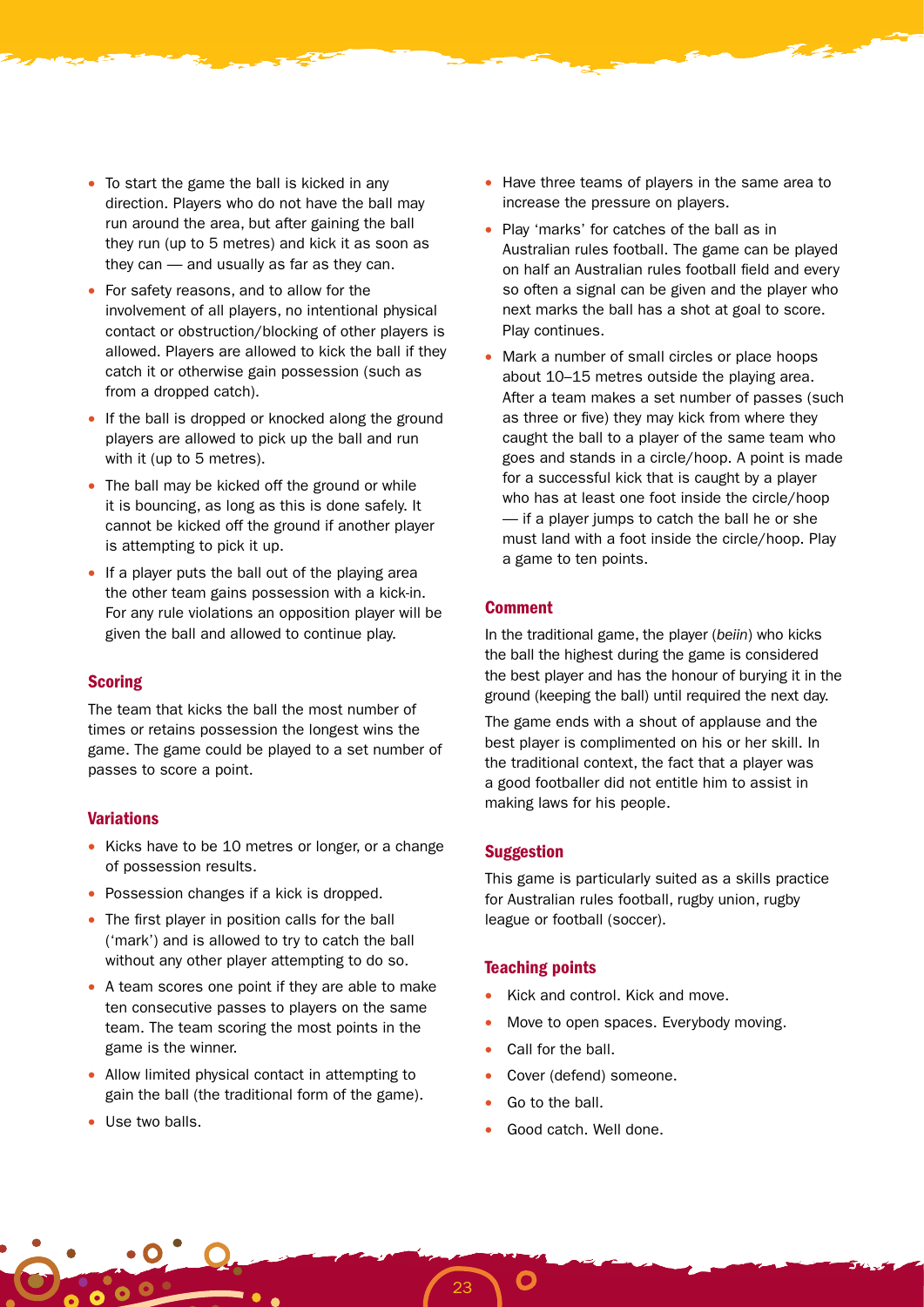- To start the game the ball is kicked in any direction. Players who do not have the ball may run around the area, but after gaining the ball they run (up to 5 metres) and kick it as soon as they can — and usually as far as they can.
- For safety reasons, and to allow for the involvement of all players, no intentional physical contact or obstruction/blocking of other players is allowed. Players are allowed to kick the ball if they catch it or otherwise gain possession (such as from a dropped catch).
- If the ball is dropped or knocked along the ground players are allowed to pick up the ball and run with it (up to 5 metres).
- The ball may be kicked off the ground or while it is bouncing, as long as this is done safely. It cannot be kicked off the ground if another player is attempting to pick it up.
- If a player puts the ball out of the playing area the other team gains possession with a kick-in. For any rule violations an opposition player will be given the ball and allowed to continue play.

### Scoring

The team that kicks the ball the most number of times or retains possession the longest wins the game. The game could be played to a set number of passes to score a point.

### Variations

- Kicks have to be 10 metres or longer, or a change of possession results.
- Possession changes if a kick is dropped.
- The first player in position calls for the ball ('mark') and is allowed to try to catch the ball without any other player attempting to do so.
- A team scores one point if they are able to make ten consecutive passes to players on the same team. The team scoring the most points in the game is the winner.
- Allow limited physical contact in attempting to gain the ball (the traditional form of the game).
- Use two balls.
- Have three teams of players in the same area to increase the pressure on players.
- Play 'marks' for catches of the ball as in Australian rules football. The game can be played on half an Australian rules football field and every so often a signal can be given and the player who next marks the ball has a shot at goal to score. Play continues.
- Mark a number of small circles or place hoops about 10–15 metres outside the playing area. After a team makes a set number of passes (such as three or five) they may kick from where they caught the ball to a player of the same team who goes and stands in a circle/hoop. A point is made for a successful kick that is caught by a player who has at least one foot inside the circle/hoop — if a player jumps to catch the ball he or she must land with a foot inside the circle/hoop. Play a game to ten points.

### Comment

In the traditional game, the player (*beiin*) who kicks the ball the highest during the game is considered the best player and has the honour of burying it in the ground (keeping the ball) until required the next day.

The game ends with a shout of applause and the best player is complimented on his or her skill. In the traditional context, the fact that a player was a good footballer did not entitle him to assist in making laws for his people.

### Suggestion

This game is particularly suited as a skills practice for Australian rules football, rugby union, rugby league or football (soccer).

### Teaching points

- Kick and control. Kick and move.
- Move to open spaces. Everybody moving.
- Call for the ball.
- Cover (defend) someone.
- Go to the ball.
- Good catch. Well done.